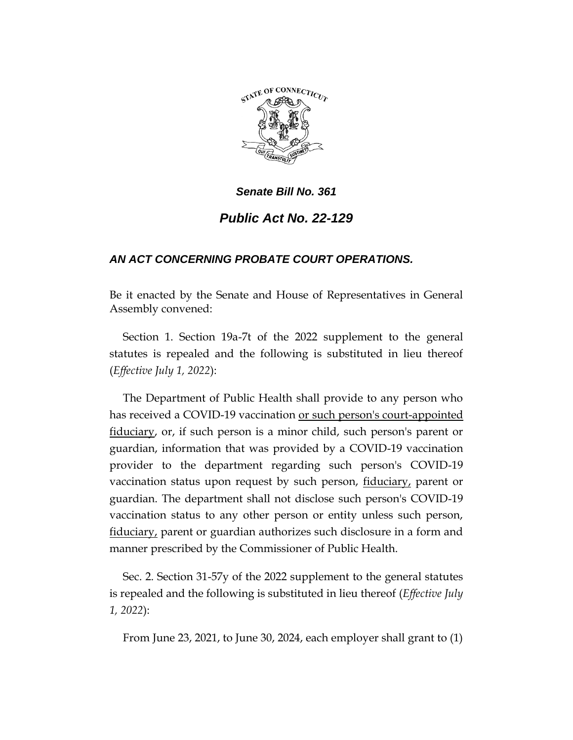# *Senate Bill No. 361*

## *Public Act No. 22-129*

### *AN ACT CONCERNING PROBATE COURT OPERATIONS.*

Be it enacted by the Senate and House of Representatives in General Assembly convened:

Section 1. Section 19a-7t of the 2022 supplement to the general statutes is repealed and the following is substituted in lieu thereof (*Effective July 1, 2022*):

The Department of Public Health shall provide to any person who has received a COVID-19 vaccination <u>or such person's court-appointed fiduciary</u>, or, if such person is a minor child, such person's parent or guardian, information that was provided by a COVID-19 vaccination provider to the department regarding such person's COVID-19 vaccination status upon request by such person, <u>fiduciary,</u> parent or guardian. The department shall not disclose such person's COVID-19 vaccination status to any other person or entity unless such person, <u>fiduciary,</u> parent or guardian authorizes such disclosure in a form and manner prescribed by the Commissioner of Public Health.

Sec. 2. Section 31-57y of the 2022 supplement to the general statutes is repealed and the following is substituted in lieu thereof (*Effective July 1, 2022*):

From June 23, 2021, to June 30, 2024, each employer shall grant to (1)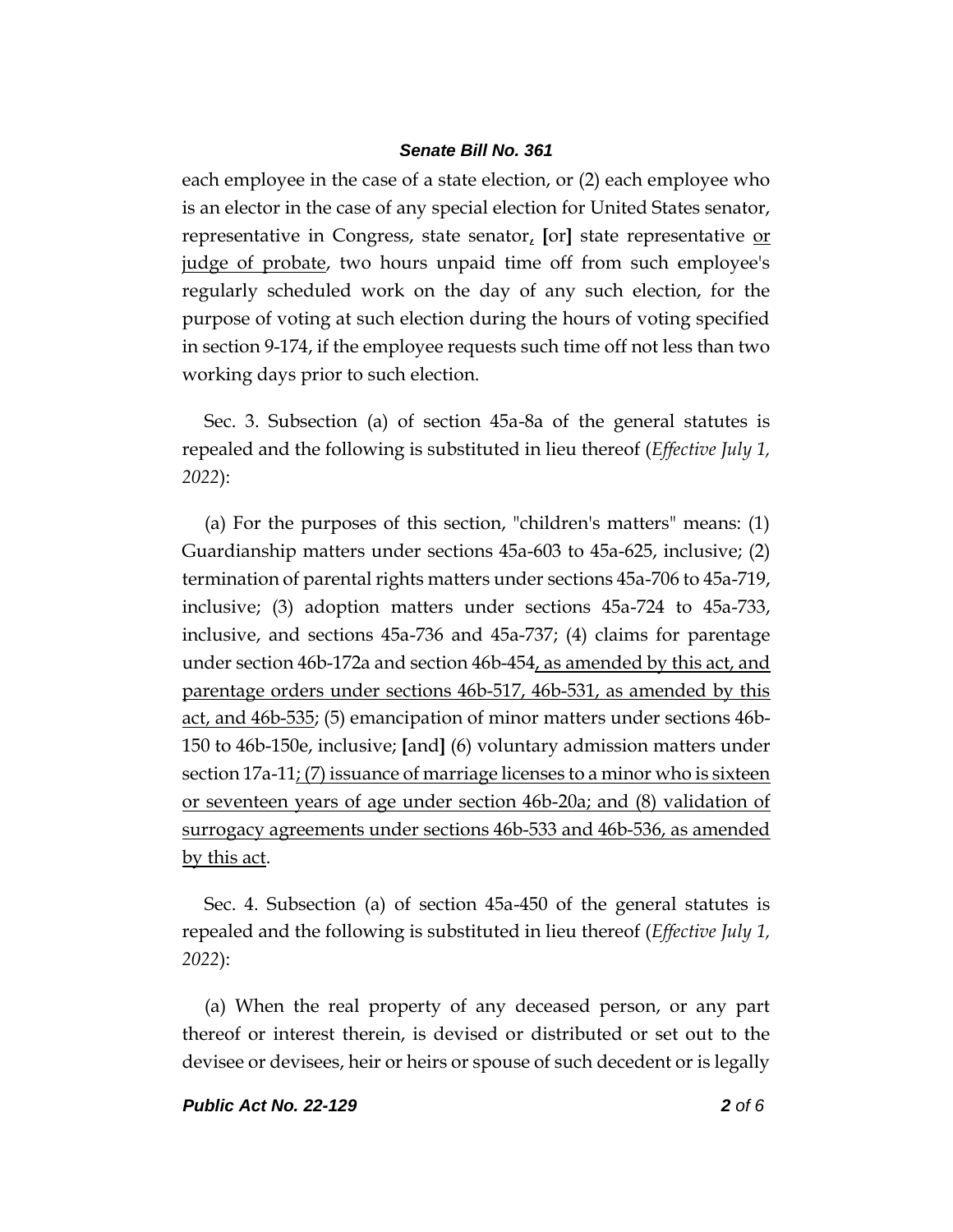each employee in the case of a state election, or (2) each employee who is an elector in the case of any special election for United States senator, representative in Congress, state senator, [or] state representative or judge of probate, two hours unpaid time off from such employee's regularly scheduled work on the day of any such election, for the purpose of voting at such election during the hours of voting specified in section 9-174, if the employee requests such time off not less than two working days prior to such election.

Sec. 3. Subsection (a) of section 45a-8a of the general statutes is repealed and the following is substituted in lieu thereof (*Effective July 1, 2022*):

(a) For the purposes of this section, "children's matters" means: (1) Guardianship matters under sections 45a-603 to 45a-625, inclusive; (2) termination of parental rights matters under sections 45a-706 to 45a-719, inclusive; (3) adoption matters under sections 45a-724 to 45a-733, inclusive, and sections 45a-736 and 45a-737; (4) claims for parentage under section 46b-172a and section 46b-454, as amended by this act, and parentage orders under sections 46b-517, 46b-531, as amended by this act, and 46b-535; (5) emancipation of minor matters under sections 46b-150 to 46b-150e, inclusive; [and] (6) voluntary admission matters under section 17a-11; (7) issuance of marriage licenses to a minor who is sixteen or seventeen years of age under section 46b-20a; and (8) validation of surrogacy agreements under sections 46b-533 and 46b-536, as amended by this act.

Sec. 4. Subsection (a) of section 45a-450 of the general statutes is repealed and the following is substituted in lieu thereof (*Effective July 1, 2022*):

(a) When the real property of any deceased person, or any part thereof or interest therein, is devised or distributed or set out to the devisee or devisees, heir or heirs or spouse of such decedent or is legally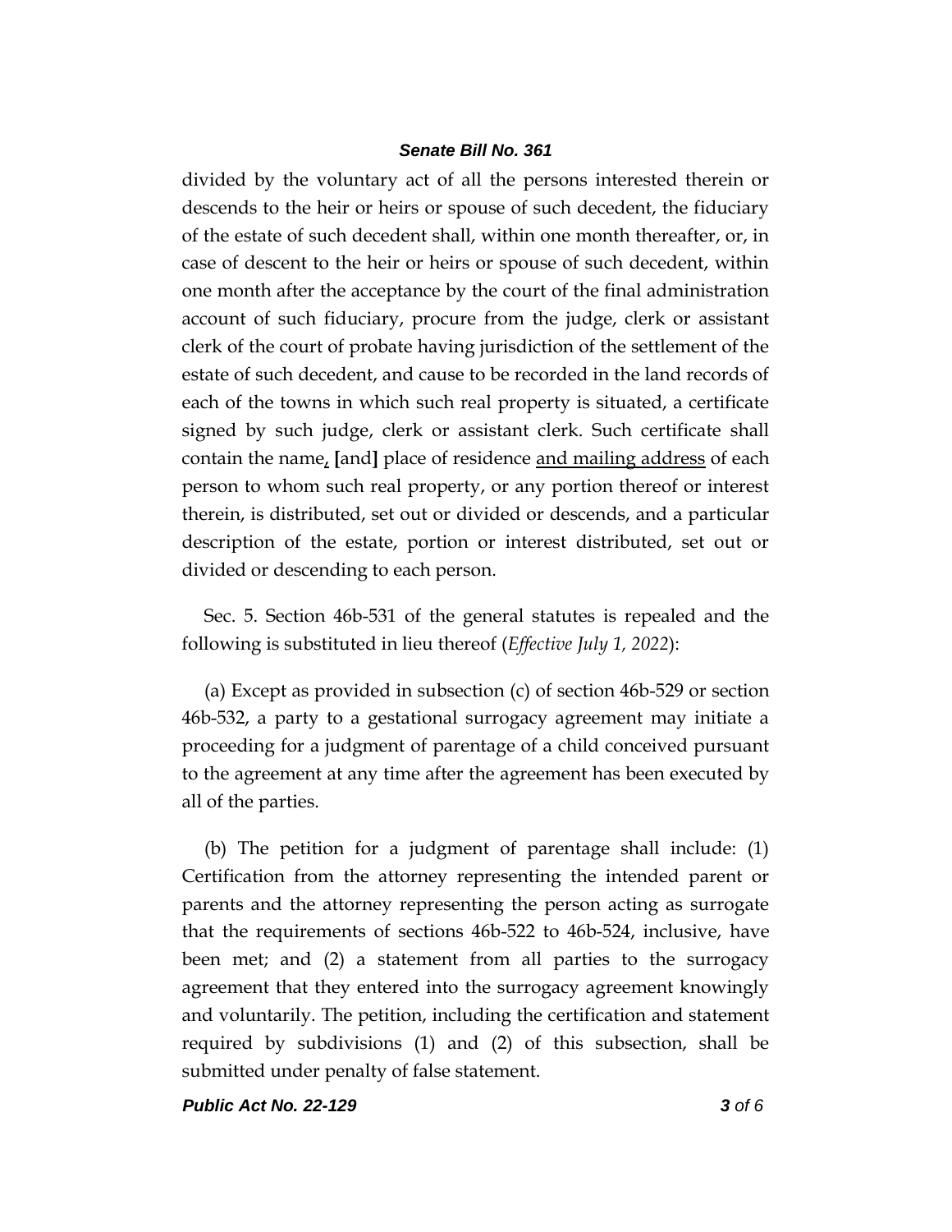divided by the voluntary act of all the persons interested therein or descends to the heir or heirs or spouse of such decedent, the fiduciary of the estate of such decedent shall, within one month thereafter, or, in case of descent to the heir or heirs or spouse of such decedent, within one month after the acceptance by the court of the final administration account of such fiduciary, procure from the judge, clerk or assistant clerk of the court of probate having jurisdiction of the settlement of the estate of such decedent, and cause to be recorded in the land records of each of the towns in which such real property is situated, a certificate signed by such judge, clerk or assistant clerk. Such certificate shall contain the name, [and] place of residence <u>and mailing address</u> of each person to whom such real property, or any portion thereof or interest therein, is distributed, set out or divided or descends, and a particular description of the estate, portion or interest distributed, set out or divided or descending to each person.

Sec. 5. Section 46b-531 of the general statutes is repealed and the following is substituted in lieu thereof (*Effective July 1, 2022*):

(a) Except as provided in subsection (c) of section 46b-529 or section 46b-532, a party to a gestational surrogacy agreement may initiate a proceeding for a judgment of parentage of a child conceived pursuant to the agreement at any time after the agreement has been executed by all of the parties.

(b) The petition for a judgment of parentage shall include: (1) Certification from the attorney representing the intended parent or parents and the attorney representing the person acting as surrogate that the requirements of sections 46b-522 to 46b-524, inclusive, have been met; and (2) a statement from all parties to the surrogacy agreement that they entered into the surrogacy agreement knowingly and voluntarily. The petition, including the certification and statement required by subdivisions (1) and (2) of this subsection, shall be submitted under penalty of false statement.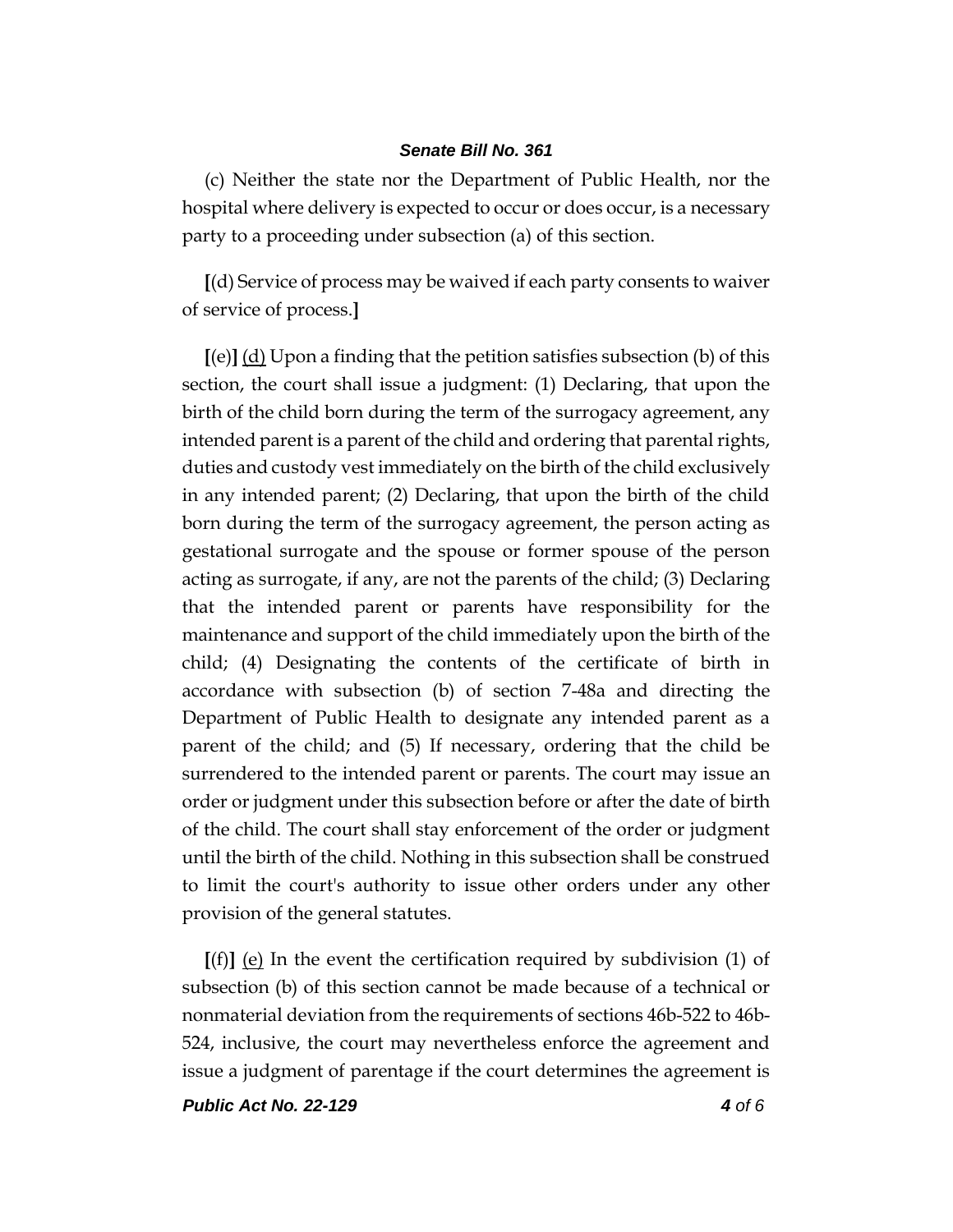(c) Neither the state nor the Department of Public Health, nor the hospital where delivery is expected to occur or does occur, is a necessary party to a proceeding under subsection (a) of this section.

**[**(d) Service of process may be waived if each party consents to waiver of service of process.**]**

**[**(e)**]** <u>(d)</u> Upon a finding that the petition satisfies subsection (b) of this section, the court shall issue a judgment: (1) Declaring, that upon the birth of the child born during the term of the surrogacy agreement, any intended parent is a parent of the child and ordering that parental rights, duties and custody vest immediately on the birth of the child exclusively in any intended parent; (2) Declaring, that upon the birth of the child born during the term of the surrogacy agreement, the person acting as gestational surrogate and the spouse or former spouse of the person acting as surrogate, if any, are not the parents of the child; (3) Declaring that the intended parent or parents have responsibility for the maintenance and support of the child immediately upon the birth of the child; (4) Designating the contents of the certificate of birth in accordance with subsection (b) of section 7-48a and directing the Department of Public Health to designate any intended parent as a parent of the child; and (5) If necessary, ordering that the child be surrendered to the intended parent or parents. The court may issue an order or judgment under this subsection before or after the date of birth of the child. The court shall stay enforcement of the order or judgment until the birth of the child. Nothing in this subsection shall be construed to limit the court's authority to issue other orders under any other provision of the general statutes.

**[**(f)**]** <u>(e)</u> In the event the certification required by subdivision (1) of subsection (b) of this section cannot be made because of a technical or nonmaterial deviation from the requirements of sections 46b-522 to 46b-524, inclusive, the court may nevertheless enforce the agreement and issue a judgment of parentage if the court determines the agreement is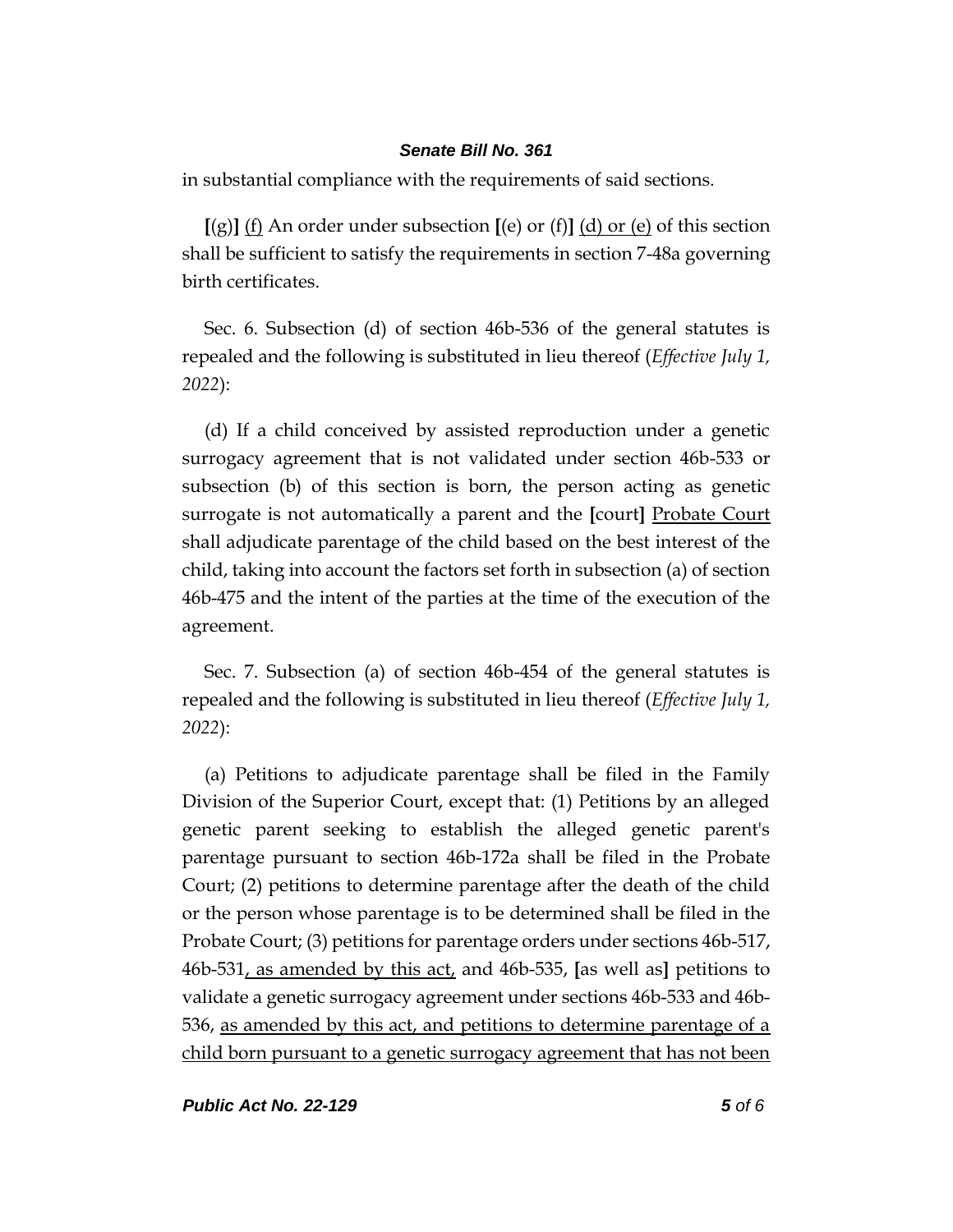in substantial compliance with the requirements of said sections.

[(g)] <u>(f)</u> An order under subsection [(e) or (f)] <u>(d) or (e)</u> of this section shall be sufficient to satisfy the requirements in section 7-48a governing birth certificates.

Sec. 6. Subsection (d) of section 46b-536 of the general statutes is repealed and the following is substituted in lieu thereof (*Effective July 1, 2022*):

(d) If a child conceived by assisted reproduction under a genetic surrogacy agreement that is not validated under section 46b-533 or subsection (b) of this section is born, the person acting as genetic surrogate is not automatically a parent and the [court] <u>Probate Court</u> shall adjudicate parentage of the child based on the best interest of the child, taking into account the factors set forth in subsection (a) of section 46b-475 and the intent of the parties at the time of the execution of the agreement.

Sec. 7. Subsection (a) of section 46b-454 of the general statutes is repealed and the following is substituted in lieu thereof (*Effective July 1, 2022*):

(a) Petitions to adjudicate parentage shall be filed in the Family Division of the Superior Court, except that: (1) Petitions by an alleged genetic parent seeking to establish the alleged genetic parent's parentage pursuant to section 46b-172a shall be filed in the Probate Court; (2) petitions to determine parentage after the death of the child or the person whose parentage is to be determined shall be filed in the Probate Court; (3) petitions for parentage orders under sections 46b-517, 46b-531<u>, as amended by this act,</u> and 46b-535, [as well as] petitions to validate a genetic surrogacy agreement under sections 46b-533 and 46b-536, <u>as amended by this act, and petitions to determine parentage of a child born pursuant to a genetic surrogacy agreement that has not been</u>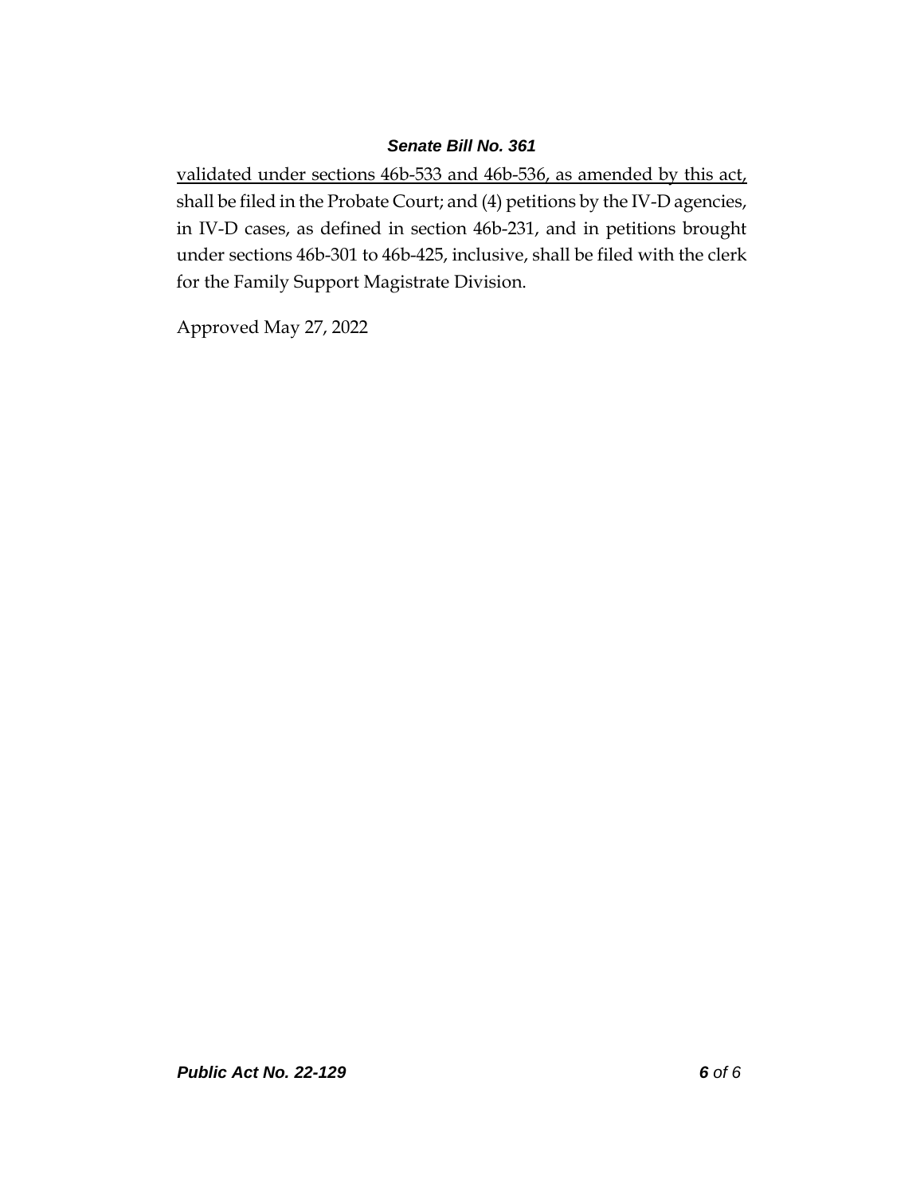validated under sections 46b-533 and 46b-536, as amended by this act, shall be filed in the Probate Court; and (4) petitions by the IV-D agencies, in IV-D cases, as defined in section 46b-231, and in petitions brought under sections 46b-301 to 46b-425, inclusive, shall be filed with the clerk for the Family Support Magistrate Division.

Approved May 27, 2022